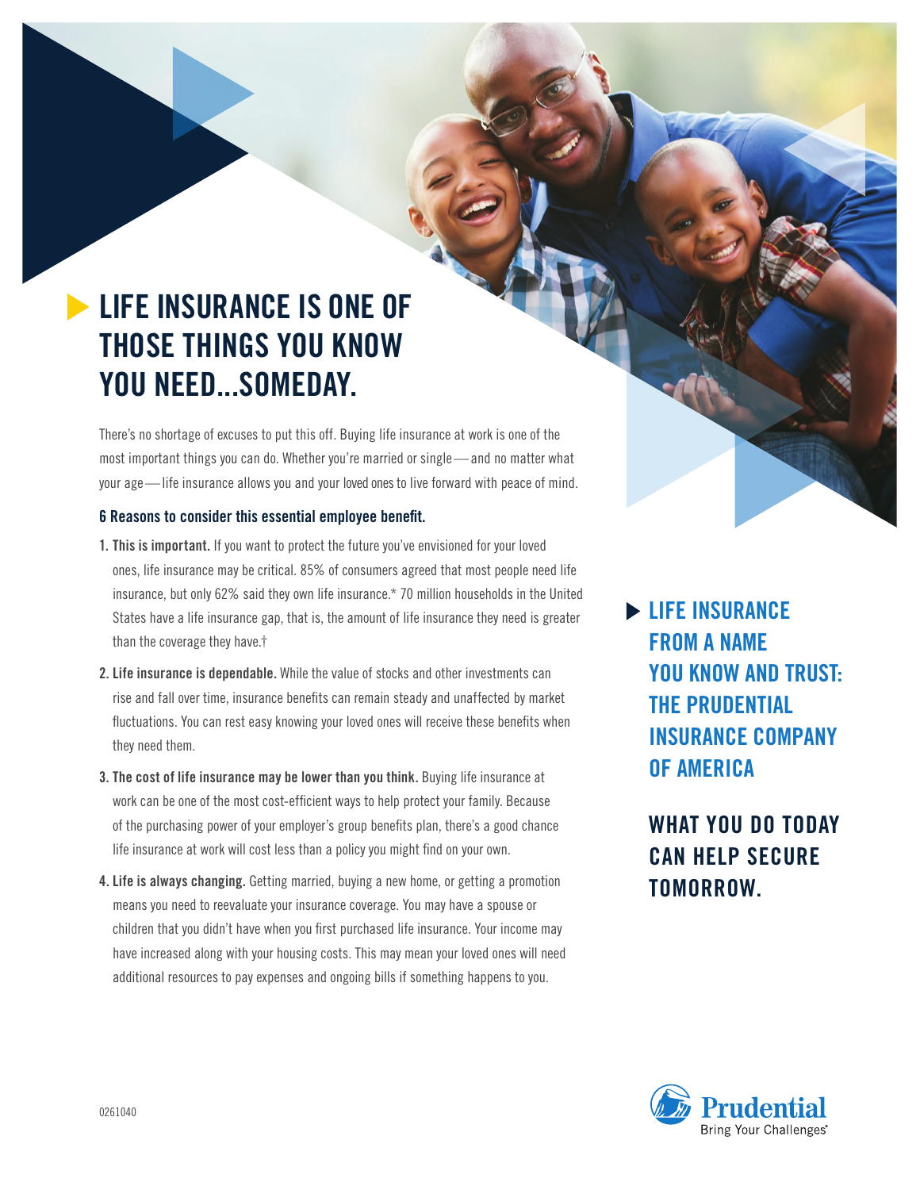# LIFE INSURANCE IS ONE OF THOSE THINGS YOU KNOW YOU NEED...SOMEDAY.

There's no shortage of excuses to put this off. Buying life insurance at work is one of the most important things you can do. Whether you're married or single — and no matter what your age — life insurance allows you and your loved ones to live forward with peace of mind.

### 6 Reasons to consider this essential employee benefit.

1. **This is important.** If you want to protect the future you've envisioned for your loved ones, life insurance may be critical. 85% of consumers agreed that most people need life insurance, but only 62% said they own life insurance.* 70 million households in the United States have a life insurance gap, that is, the amount of life insurance they need is greater than the coverage they have.†
2. **Life insurance is dependable.** While the value of stocks and other investments can rise and fall over time, insurance benefits can remain steady and unaffected by market fluctuations. You can rest easy knowing your loved ones will receive these benefits when they need them.
3. **The cost of life insurance may be lower than you think.** Buying life insurance at work can be one of the most cost-efficient ways to help protect your family. Because of the purchasing power of your employer's group benefits plan, there's a good chance life insurance at work will cost less than a policy you might find on your own.
4. **Life is always changing.** Getting married, buying a new home, or getting a promotion means you need to reevaluate your insurance coverage. You may have a spouse or children that you didn't have when you first purchased life insurance. Your income may have increased along with your housing costs. This may mean your loved ones will need additional resources to pay expenses and ongoing bills if something happens to you.

## LIFE INSURANCE FROM A NAME YOU KNOW AND TRUST: THE PRUDENTIAL INSURANCE COMPANY OF AMERICA

## WHAT YOU DO TODAY CAN HELP SECURE TOMORROW.

0261040

Prudential
Bring Your Challenges®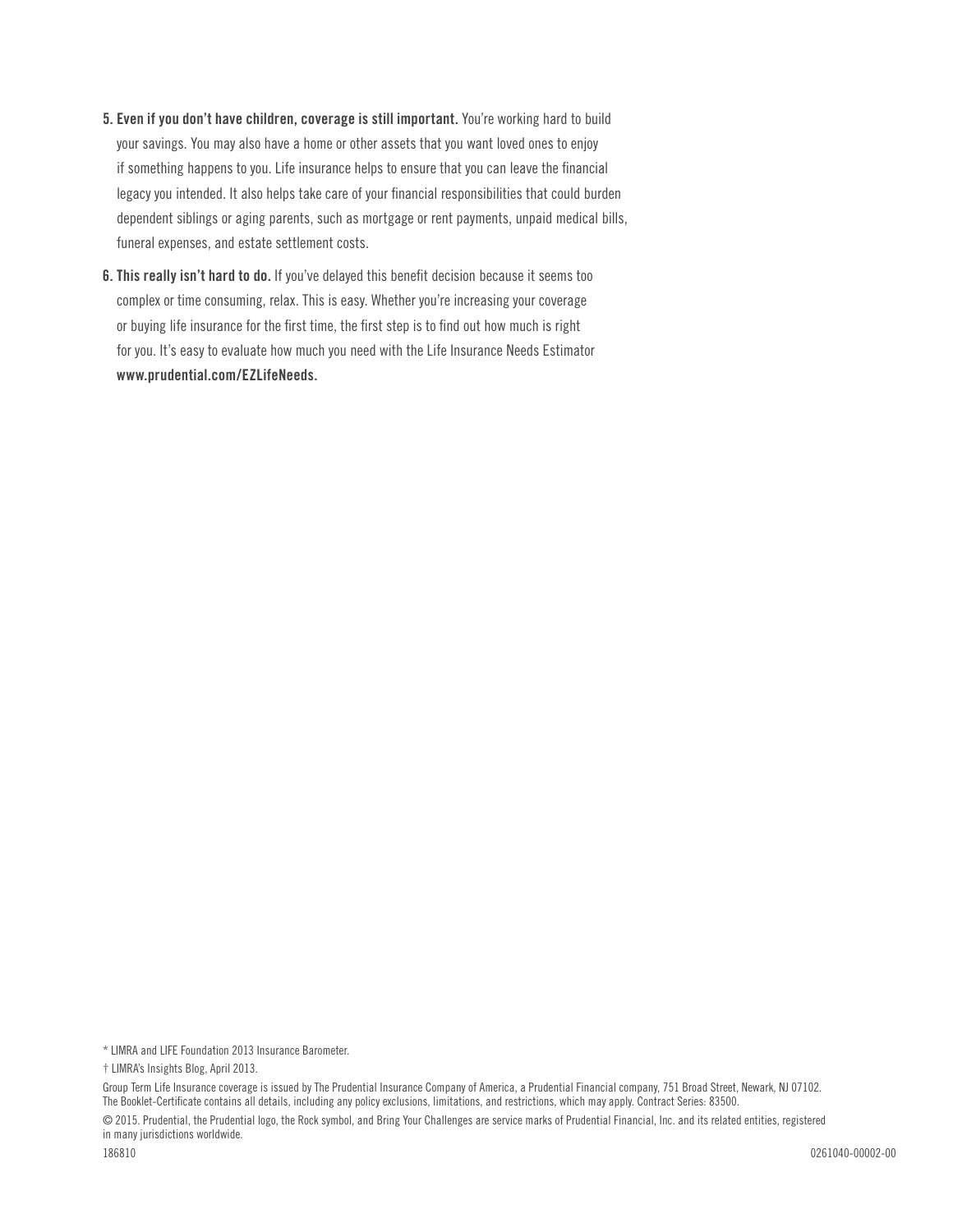5. **Even if you don't have children, coverage is still important.** You're working hard to build your savings. You may also have a home or other assets that you want loved ones to enjoy if something happens to you. Life insurance helps to ensure that you can leave the financial legacy you intended. It also helps take care of your financial responsibilities that could burden dependent siblings or aging parents, such as mortgage or rent payments, unpaid medical bills, funeral expenses, and estate settlement costs.

6. **This really isn't hard to do.** If you've delayed this benefit decision because it seems too complex or time consuming, relax. This is easy. Whether you're increasing your coverage or buying life insurance for the first time, the first step is to find out how much is right for you. It's easy to evaluate how much you need with the Life Insurance Needs Estimator **www.prudential.com/EZLifeNeeds.**

\* LIMRA and LIFE Foundation 2013 Insurance Barometer.

† LIMRA's Insights Blog, April 2013.

Group Term Life Insurance coverage is issued by The Prudential Insurance Company of America, a Prudential Financial company, 751 Broad Street, Newark, NJ 07102. The Booklet-Certificate contains all details, including any policy exclusions, limitations, and restrictions, which may apply. Contract Series: 83500.

© 2015. Prudential, the Prudential logo, the Rock symbol, and Bring Your Challenges are service marks of Prudential Financial, Inc. and its related entities, registered in many jurisdictions worldwide.

186810 0261040-00002-00